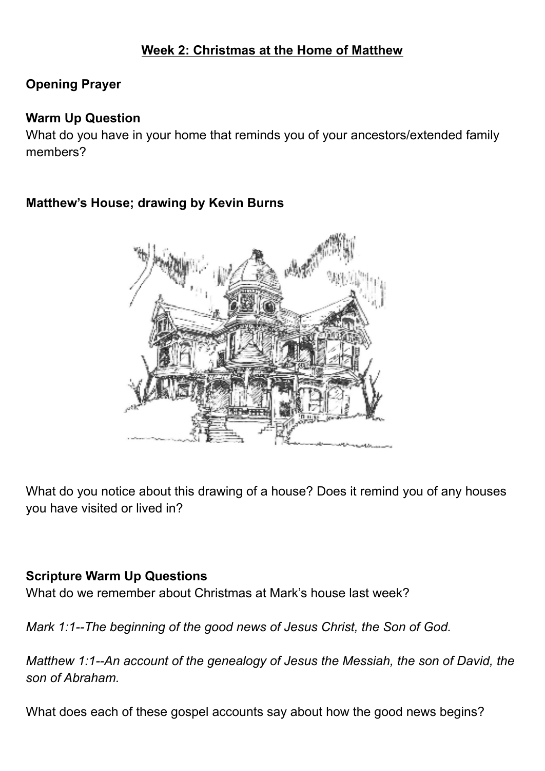## Week 2: Christmas at the Home of Matthew

**Opening Prayer**

**Warm Up Question**

What do you have in your home that reminds you of your ancestors/extended family members?

**Matthew's House; drawing by Kevin Burns**

What do you notice about this drawing of a house? Does it remind you of any houses you have visited or lived in?

**Scripture Warm Up Questions**

What do we remember about Christmas at Mark's house last week?

*Mark 1:1--The beginning of the good news of Jesus Christ, the Son of God.*

*Matthew 1:1--An account of the genealogy of Jesus the Messiah, the son of David, the son of Abraham.*

What does each of these gospel accounts say about how the good news begins?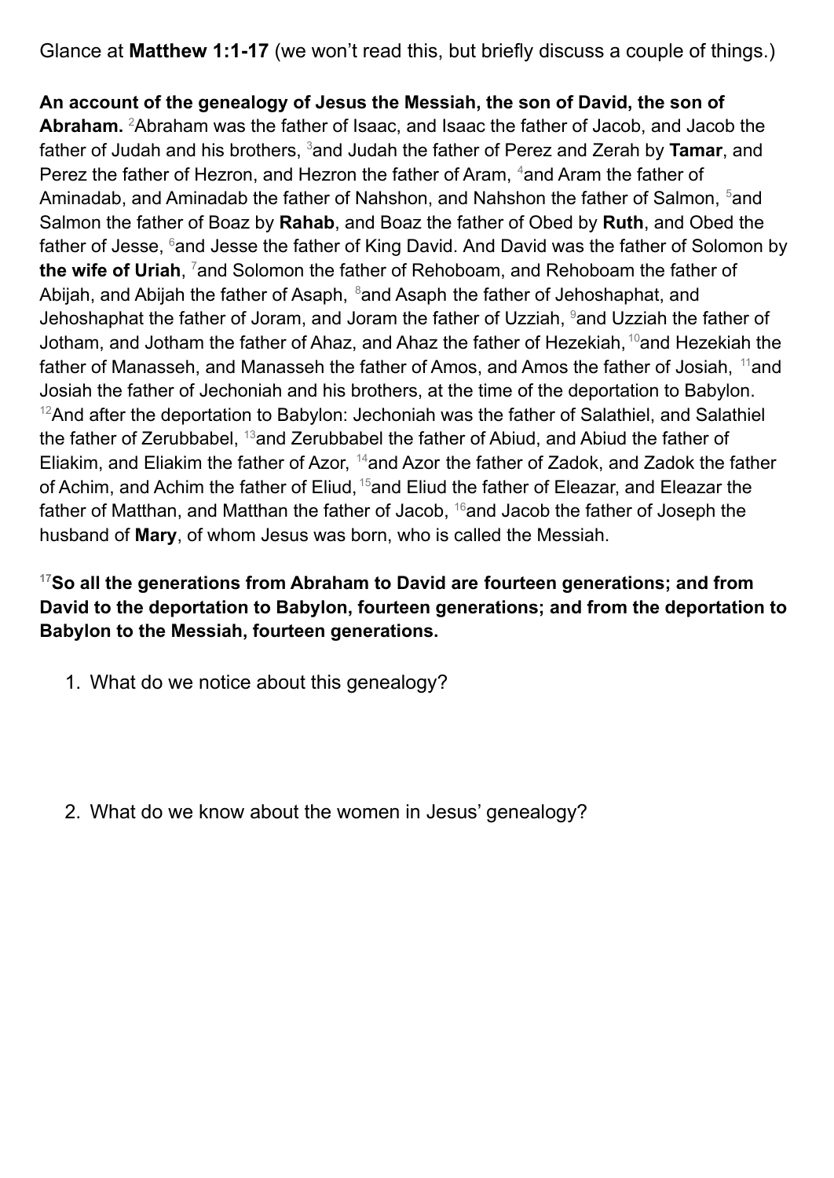Glance at **Matthew 1:1-17** (we won't read this, but briefly discuss a couple of things.)

**An account of the genealogy of Jesus the Messiah, the son of David, the son of Abraham.** [2]Abraham was the father of Isaac, and Isaac the father of Jacob, and Jacob the father of Judah and his brothers, [3]and Judah the father of Perez and Zerah by **Tamar**, and Perez the father of Hezron, and Hezron the father of Aram, [4]and Aram the father of Aminadab, and Aminadab the father of Nahshon, and Nahshon the father of Salmon, [5]and Salmon the father of Boaz by **Rahab**, and Boaz the father of Obed by **Ruth**, and Obed the father of Jesse, [6]and Jesse the father of King David. And David was the father of Solomon by **the wife of Uriah**, [7]and Solomon the father of Rehoboam, and Rehoboam the father of Abijah, and Abijah the father of Asaph, [8]and Asaph the father of Jehoshaphat, and Jehoshaphat the father of Joram, and Joram the father of Uzziah, [9]and Uzziah the father of Jotham, and Jotham the father of Ahaz, and Ahaz the father of Hezekiah, [10]and Hezekiah the father of Manasseh, and Manasseh the father of Amos, and Amos the father of Josiah, [11]and Josiah the father of Jechoniah and his brothers, at the time of the deportation to Babylon. [12]And after the deportation to Babylon: Jechoniah was the father of Salathiel, and Salathiel the father of Zerubbabel, [13]and Zerubbabel the father of Abiud, and Abiud the father of Eliakim, and Eliakim the father of Azor, [14]and Azor the father of Zadok, and Zadok the father of Achim, and Achim the father of Eliud, [15]and Eliud the father of Eleazar, and Eleazar the father of Matthan, and Matthan the father of Jacob, [16]and Jacob the father of Joseph the husband of **Mary**, of whom Jesus was born, who is called the Messiah.

**[17]So all the generations from Abraham to David are fourteen generations; and from David to the deportation to Babylon, fourteen generations; and from the deportation to Babylon to the Messiah, fourteen generations.**

1. What do we notice about this genealogy?

2. What do we know about the women in Jesus' genealogy?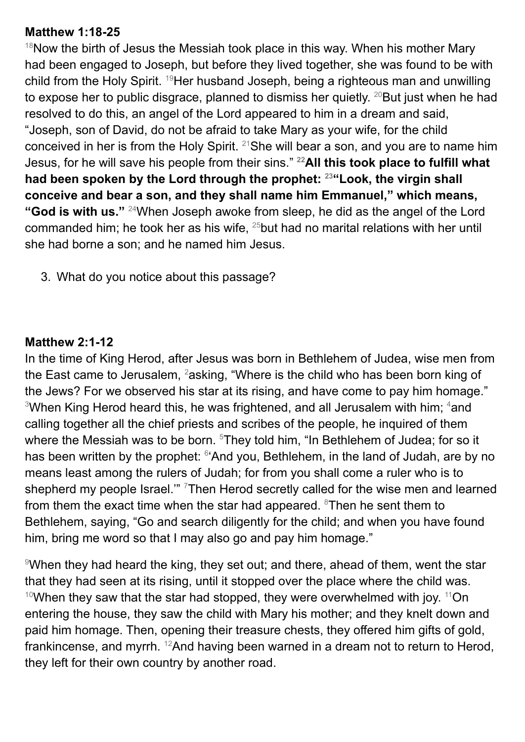**Matthew 1:18-25**

[18]Now the birth of Jesus the Messiah took place in this way. When his mother Mary had been engaged to Joseph, but before they lived together, she was found to be with child from the Holy Spirit. [19]Her husband Joseph, being a righteous man and unwilling to expose her to public disgrace, planned to dismiss her quietly. [20]But just when he had resolved to do this, an angel of the Lord appeared to him in a dream and said, "Joseph, son of David, do not be afraid to take Mary as your wife, for the child conceived in her is from the Holy Spirit. [21]She will bear a son, and you are to name him Jesus, for he will save his people from their sins." **[22]All this took place to fulfill what had been spoken by the Lord through the prophet: [23]"Look, the virgin shall conceive and bear a son, and they shall name him Emmanuel," which means, "God is with us."** [24]When Joseph awoke from sleep, he did as the angel of the Lord commanded him; he took her as his wife, [25]but had no marital relations with her until she had borne a son; and he named him Jesus.

3. What do you notice about this passage?

**Matthew 2:1-12**

In the time of King Herod, after Jesus was born in Bethlehem of Judea, wise men from the East came to Jerusalem, [2]asking, "Where is the child who has been born king of the Jews? For we observed his star at its rising, and have come to pay him homage." [3]When King Herod heard this, he was frightened, and all Jerusalem with him; [4]and calling together all the chief priests and scribes of the people, he inquired of them where the Messiah was to be born. [5]They told him, "In Bethlehem of Judea; for so it has been written by the prophet: [6]'And you, Bethlehem, in the land of Judah, are by no means least among the rulers of Judah; for from you shall come a ruler who is to shepherd my people Israel.'" [7]Then Herod secretly called for the wise men and learned from them the exact time when the star had appeared. [8]Then he sent them to Bethlehem, saying, "Go and search diligently for the child; and when you have found him, bring me word so that I may also go and pay him homage."

[9]When they had heard the king, they set out; and there, ahead of them, went the star that they had seen at its rising, until it stopped over the place where the child was. [10]When they saw that the star had stopped, they were overwhelmed with joy. [11]On entering the house, they saw the child with Mary his mother; and they knelt down and paid him homage. Then, opening their treasure chests, they offered him gifts of gold, frankincense, and myrrh. [12]And having been warned in a dream not to return to Herod, they left for their own country by another road.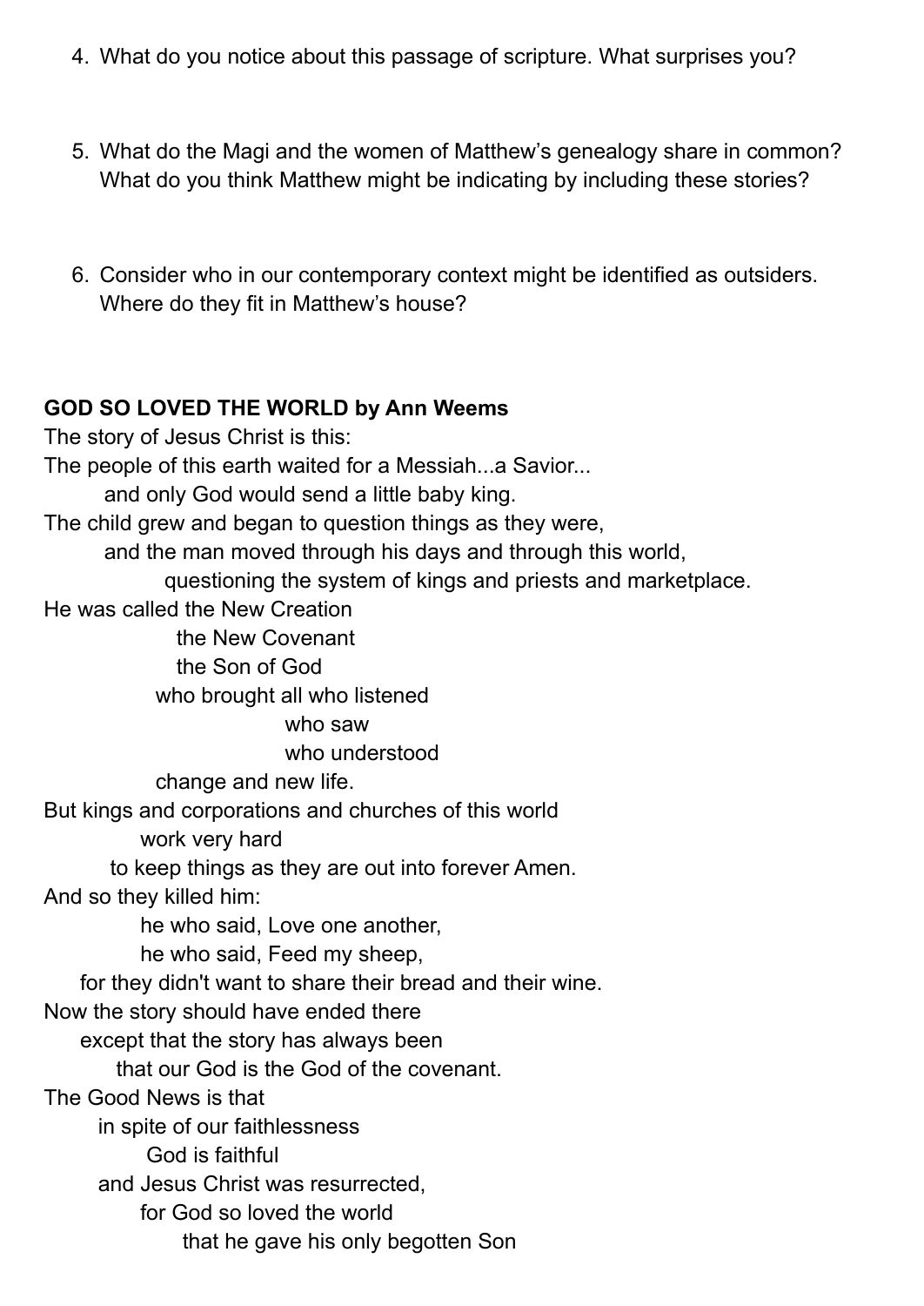4. What do you notice about this passage of scripture. What surprises you?

5. What do the Magi and the women of Matthew's genealogy share in common? What do you think Matthew might be indicating by including these stories?

6. Consider who in our contemporary context might be identified as outsiders. Where do they fit in Matthew's house?

**GOD SO LOVED THE WORLD by Ann Weems**

The story of Jesus Christ is this:
The people of this earth waited for a Messiah...a Savior...
    and only God would send a little baby king.
The child grew and began to question things as they were,
    and the man moved through his days and through this world,
        questioning the system of kings and priests and marketplace.
He was called the New Creation
        the New Covenant
        the Son of God
    who brought all who listened
            who saw
            who understood
    change and new life.
But kings and corporations and churches of this world
    work very hard
    to keep things as they are out into forever Amen.
And so they killed him:
    he who said, Love one another,
    he who said, Feed my sheep,
  for they didn't want to share their bread and their wine.
Now the story should have ended there
  except that the story has always been
    that our God is the God of the covenant.
The Good News is that
    in spite of our faithlessness
        God is faithful
    and Jesus Christ was resurrected,
        for God so loved the world
            that he gave his only begotten Son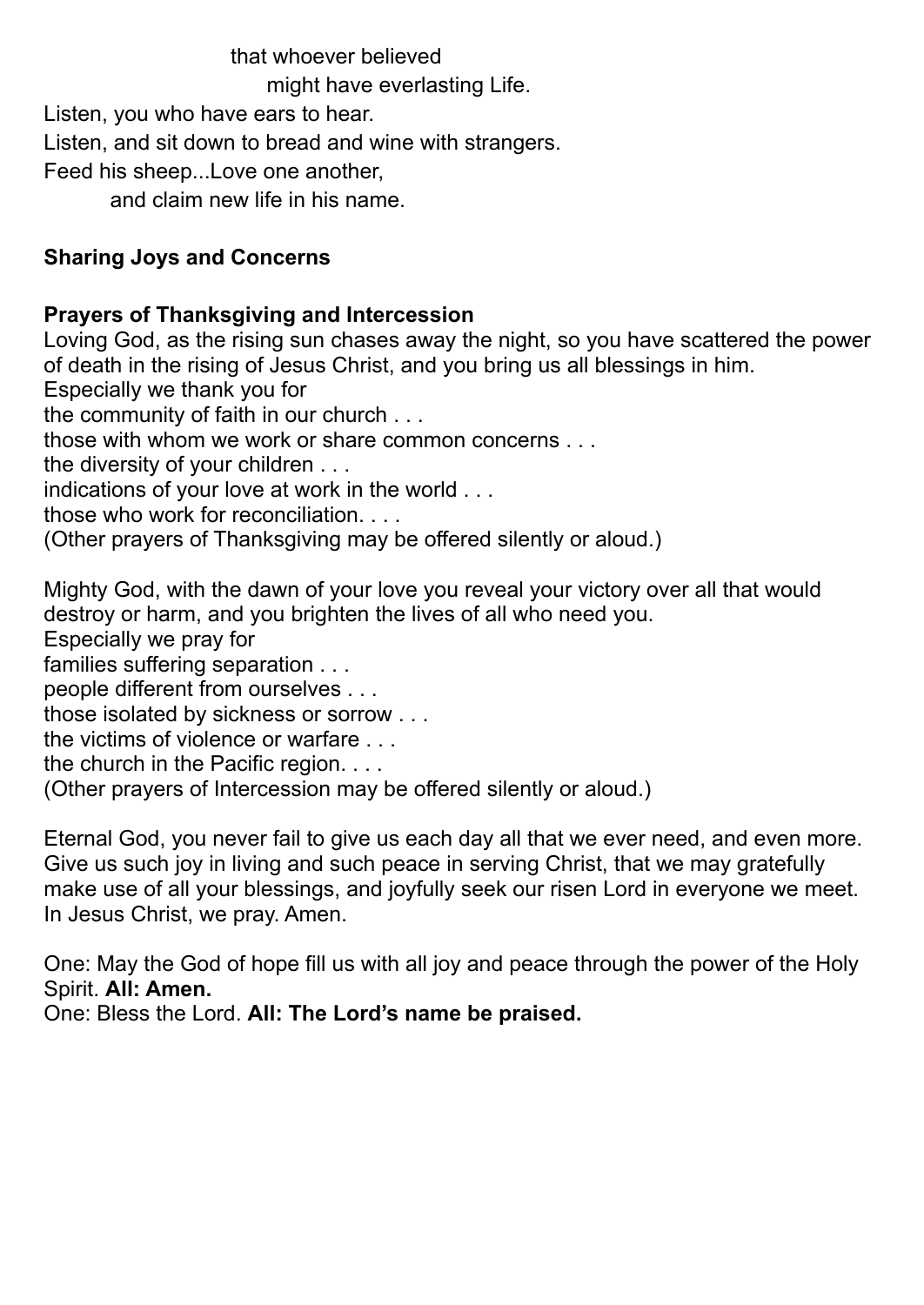that whoever believed

might have everlasting Life.

Listen, you who have ears to hear.
Listen, and sit down to bread and wine with strangers.
Feed his sheep...Love one another,
and claim new life in his name.

**Sharing Joys and Concerns**

**Prayers of Thanksgiving and Intercession**

Loving God, as the rising sun chases away the night, so you have scattered the power of death in the rising of Jesus Christ, and you bring us all blessings in him.
Especially we thank you for
the community of faith in our church . . .
those with whom we work or share common concerns . . .
the diversity of your children . . .
indications of your love at work in the world . . .
those who work for reconciliation. . . .
(Other prayers of Thanksgiving may be offered silently or aloud.)

Mighty God, with the dawn of your love you reveal your victory over all that would destroy or harm, and you brighten the lives of all who need you.
Especially we pray for
families suffering separation . . .
people different from ourselves . . .
those isolated by sickness or sorrow . . .
the victims of violence or warfare . . .
the church in the Pacific region. . . .
(Other prayers of Intercession may be offered silently or aloud.)

Eternal God, you never fail to give us each day all that we ever need, and even more. Give us such joy in living and such peace in serving Christ, that we may gratefully make use of all your blessings, and joyfully seek our risen Lord in everyone we meet. In Jesus Christ, we pray. Amen.

One: May the God of hope fill us with all joy and peace through the power of the Holy Spirit. **All: Amen.**
One: Bless the Lord. **All: The Lord's name be praised.**